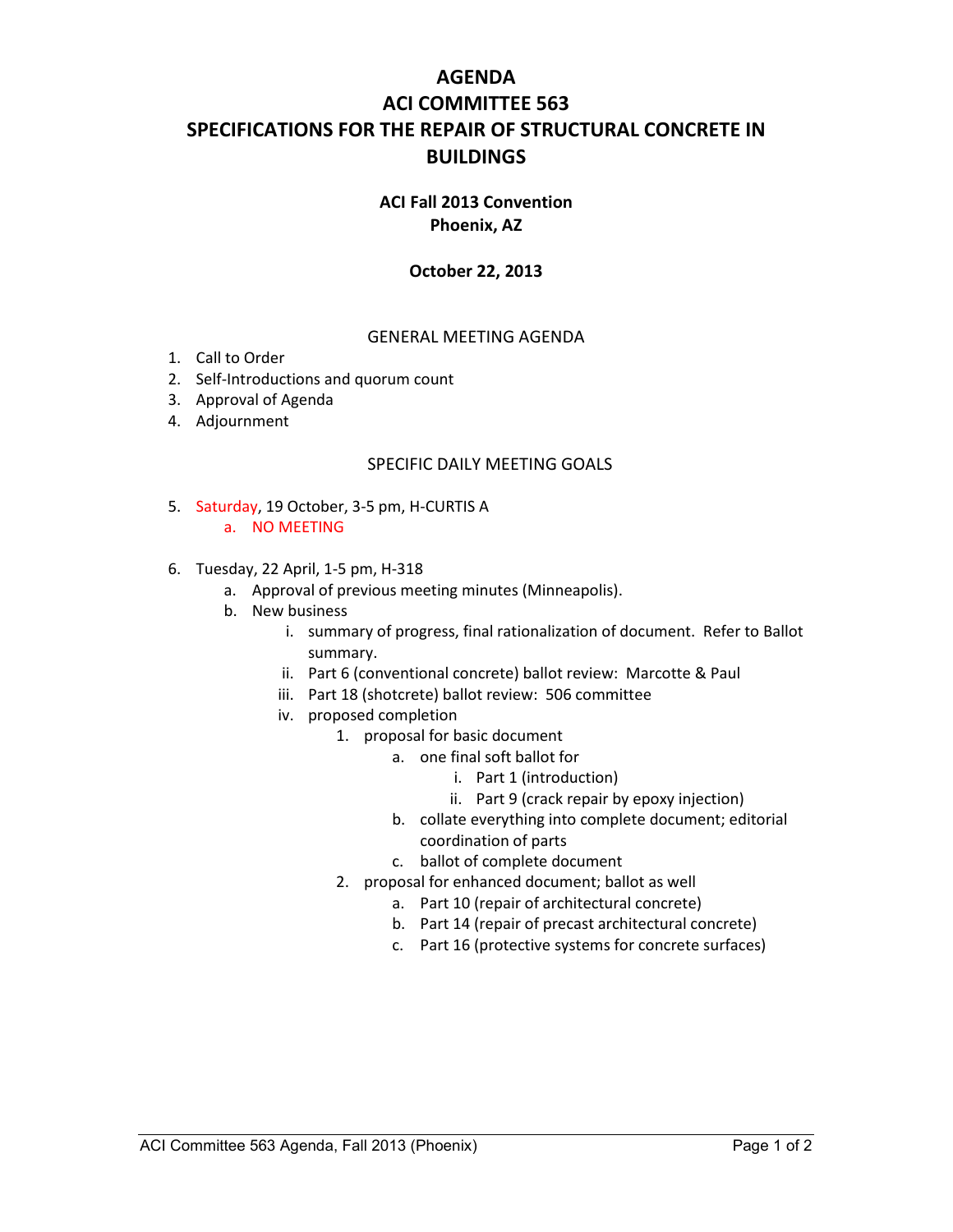# AGENDA
# ACI COMMITTEE 563
# SPECIFICATIONS FOR THE REPAIR OF STRUCTURAL CONCRETE IN BUILDINGS

**ACI Fall 2013 Convention**
**Phoenix, AZ**

**October 22, 2013**

## GENERAL MEETING AGENDA

1. Call to Order
2. Self-Introductions and quorum count
3. Approval of Agenda
4. Adjournment

## SPECIFIC DAILY MEETING GOALS

5. Saturday, 19 October, 3-5 pm, H-CURTIS A
    a. NO MEETING

6. Tuesday, 22 April, 1-5 pm, H-318
    a. Approval of previous meeting minutes (Minneapolis).
    b. New business
        i. summary of progress, final rationalization of document. Refer to Ballot summary.
        ii. Part 6 (conventional concrete) ballot review: Marcotte & Paul
        iii. Part 18 (shotcrete) ballot review: 506 committee
        iv. proposed completion
            1. proposal for basic document
                a. one final soft ballot for
                    i. Part 1 (introduction)
                    ii. Part 9 (crack repair by epoxy injection)
                b. collate everything into complete document; editorial coordination of parts
                c. ballot of complete document
            2. proposal for enhanced document; ballot as well
                a. Part 10 (repair of architectural concrete)
                b. Part 14 (repair of precast architectural concrete)
                c. Part 16 (protective systems for concrete surfaces)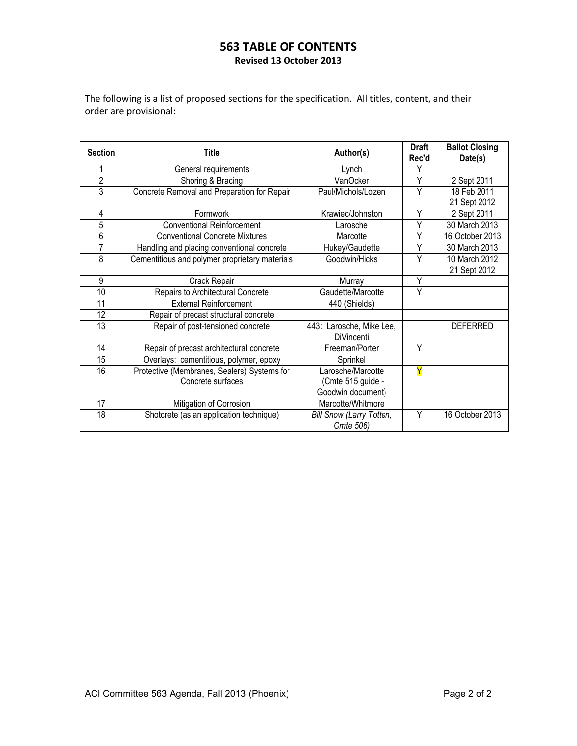# 563 TABLE OF CONTENTS

**Revised 13 October 2013**

The following is a list of proposed sections for the specification. All titles, content, and their order are provisional:

| Section | Title | Author(s) | Draft Rec'd | Ballot Closing Date(s) |
|---|---|---|---|---|
| 1 | General requirements | Lynch | Y | |
| 2 | Shoring & Bracing | VanOcker | Y | 2 Sept 2011 |
| 3 | Concrete Removal and Preparation for Repair | Paul/Nichols/Lozen | Y | 18 Feb 2011<br>21 Sept 2012 |
| 4 | Formwork | Krawiec/Johnston | Y | 2 Sept 2011 |
| 5 | Conventional Reinforcement | Larosche | Y | 30 March 2013 |
| 6 | Conventional Concrete Mixtures | Marcotte | Y | 16 October 2013 |
| 7 | Handling and placing conventional concrete | Hukey/Gaudette | Y | 30 March 2013 |
| 8 | Cementitious and polymer proprietary materials | Goodwin/Hicks | Y | 10 March 2012<br>21 Sept 2012 |
| 9 | Crack Repair | Murray | Y | |
| 10 | Repairs to Architectural Concrete | Gaudette/Marcotte | Y | |
| 11 | External Reinforcement | 440 (Shields) | | |
| 12 | Repair of precast structural concrete | | | |
| 13 | Repair of post-tensioned concrete | 443: Larosche, Mike Lee, DiVincenti | | DEFERRED |
| 14 | Repair of precast architectural concrete | Freeman/Porter | Y | |
| 15 | Overlays: cementitious, polymer, epoxy | Sprinkel | | |
| 16 | Protective (Membranes, Sealers) Systems for Concrete surfaces | Larosche/Marcotte (Cmte 515 guide - Goodwin document) | Y | |
| 17 | Mitigation of Corrosion | Marcotte/Whitmore | | |
| 18 | Shotcrete (as an application technique) | *Bill Snow (Larry Totten, Cmte 506)* | Y | 16 October 2013 |